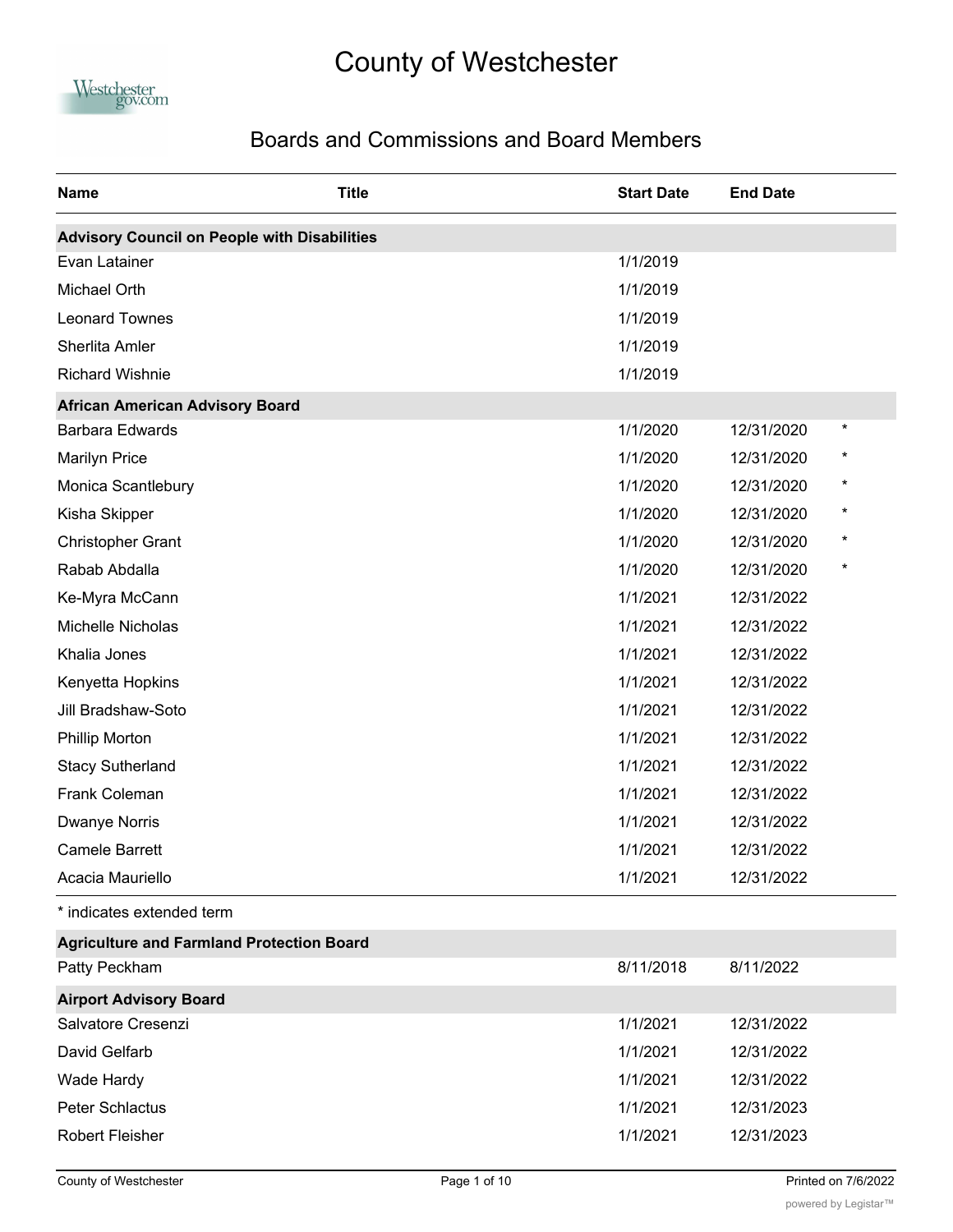# County of Westchester

## Boards and Commissions and Board Members

| Name | Title | Start Date | End Date | |
|---|---|---|---|---|
| **Advisory Council on People with Disabilities** | | | | |
| Evan Latainer | | 1/1/2019 | | |
| Michael Orth | | 1/1/2019 | | |
| Leonard Townes | | 1/1/2019 | | |
| Sherlita Amler | | 1/1/2019 | | |
| Richard Wishnie | | 1/1/2019 | | |
| **African American Advisory Board** | | | | |
| Barbara Edwards | | 1/1/2020 | 12/31/2020 | * |
| Marilyn Price | | 1/1/2020 | 12/31/2020 | * |
| Monica Scantlebury | | 1/1/2020 | 12/31/2020 | * |
| Kisha Skipper | | 1/1/2020 | 12/31/2020 | * |
| Christopher Grant | | 1/1/2020 | 12/31/2020 | * |
| Rabab Abdalla | | 1/1/2020 | 12/31/2020 | * |
| Ke-Myra McCann | | 1/1/2021 | 12/31/2022 | |
| Michelle Nicholas | | 1/1/2021 | 12/31/2022 | |
| Khalia Jones | | 1/1/2021 | 12/31/2022 | |
| Kenyetta Hopkins | | 1/1/2021 | 12/31/2022 | |
| Jill Bradshaw-Soto | | 1/1/2021 | 12/31/2022 | |
| Phillip Morton | | 1/1/2021 | 12/31/2022 | |
| Stacy Sutherland | | 1/1/2021 | 12/31/2022 | |
| Frank Coleman | | 1/1/2021 | 12/31/2022 | |
| Dwanye Norris | | 1/1/2021 | 12/31/2022 | |
| Camele Barrett | | 1/1/2021 | 12/31/2022 | |
| Acacia Mauriello | | 1/1/2021 | 12/31/2022 | |

* indicates extended term

| Name | Title | Start Date | End Date | |
|---|---|---|---|---|
| **Agriculture and Farmland Protection Board** | | | | |
| Patty Peckham | | 8/11/2018 | 8/11/2022 | |
| **Airport Advisory Board** | | | | |
| Salvatore Cresenzi | | 1/1/2021 | 12/31/2022 | |
| David Gelfarb | | 1/1/2021 | 12/31/2022 | |
| Wade Hardy | | 1/1/2021 | 12/31/2022 | |
| Peter Schlactus | | 1/1/2021 | 12/31/2023 | |
| Robert Fleisher | | 1/1/2021 | 12/31/2023 | |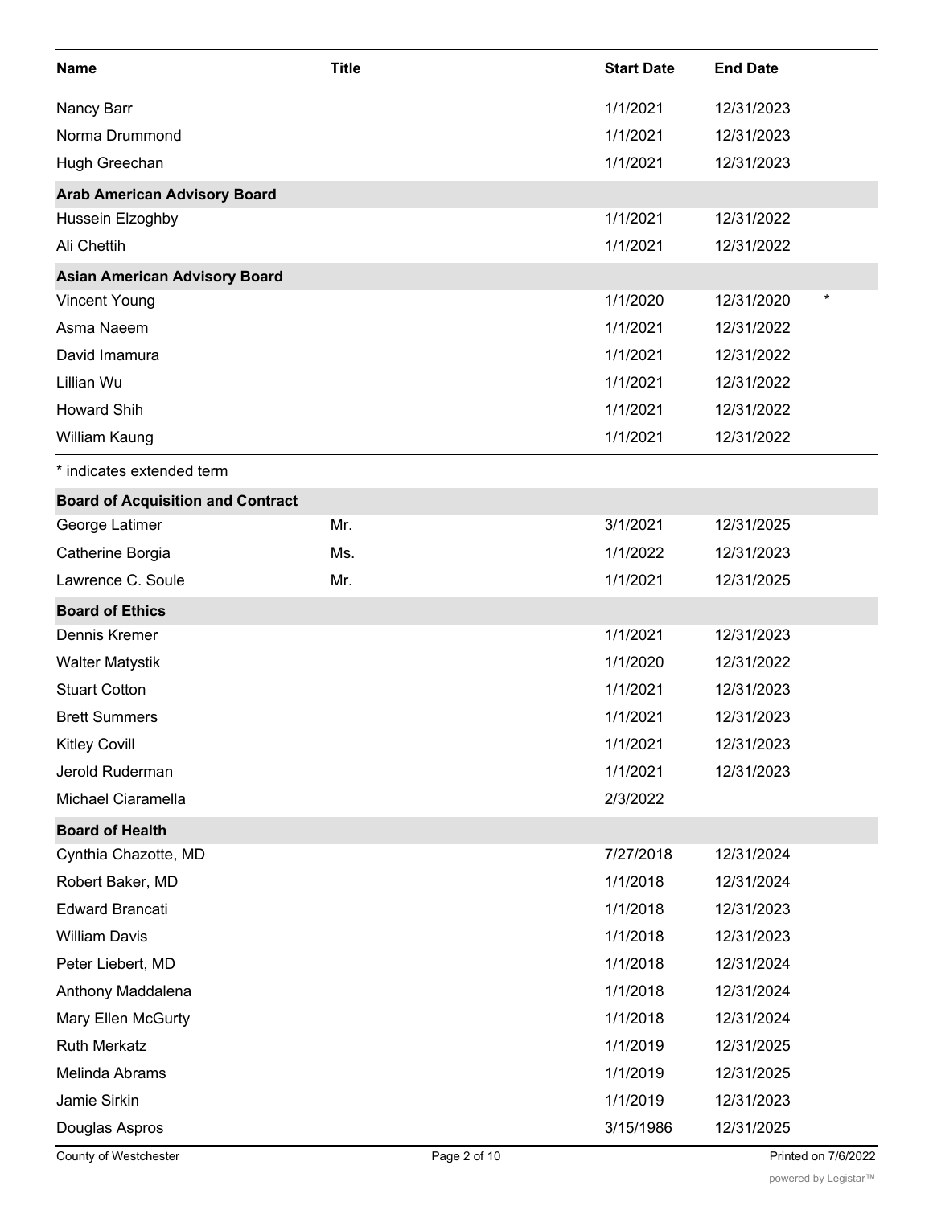| Name | Title | Start Date | End Date | |
|---|---|---|---|---|
| Nancy Barr | | 1/1/2021 | 12/31/2023 | |
| Norma Drummond | | 1/1/2021 | 12/31/2023 | |
| Hugh Greechan | | 1/1/2021 | 12/31/2023 | |
| **Arab American Advisory Board** | | | | |
| Hussein Elzoghby | | 1/1/2021 | 12/31/2022 | |
| Ali Chettih | | 1/1/2021 | 12/31/2022 | |
| **Asian American Advisory Board** | | | | |
| Vincent Young | | 1/1/2020 | 12/31/2020 | * |
| Asma Naeem | | 1/1/2021 | 12/31/2022 | |
| David Imamura | | 1/1/2021 | 12/31/2022 | |
| Lillian Wu | | 1/1/2021 | 12/31/2022 | |
| Howard Shih | | 1/1/2021 | 12/31/2022 | |
| William Kaung | | 1/1/2021 | 12/31/2022 | |

* indicates extended term

| Name | Title | Start Date | End Date |
|---|---|---|---|
| **Board of Acquisition and Contract** | | | |
| George Latimer | Mr. | 3/1/2021 | 12/31/2025 |
| Catherine Borgia | Ms. | 1/1/2022 | 12/31/2023 |
| Lawrence C. Soule | Mr. | 1/1/2021 | 12/31/2025 |
| **Board of Ethics** | | | |
| Dennis Kremer | | 1/1/2021 | 12/31/2023 |
| Walter Matystik | | 1/1/2020 | 12/31/2022 |
| Stuart Cotton | | 1/1/2021 | 12/31/2023 |
| Brett Summers | | 1/1/2021 | 12/31/2023 |
| Kitley Covill | | 1/1/2021 | 12/31/2023 |
| Jerold Ruderman | | 1/1/2021 | 12/31/2023 |
| Michael Ciaramella | | 2/3/2022 | |
| **Board of Health** | | | |
| Cynthia Chazotte, MD | | 7/27/2018 | 12/31/2024 |
| Robert Baker, MD | | 1/1/2018 | 12/31/2024 |
| Edward Brancati | | 1/1/2018 | 12/31/2023 |
| William Davis | | 1/1/2018 | 12/31/2023 |
| Peter Liebert, MD | | 1/1/2018 | 12/31/2024 |
| Anthony Maddalena | | 1/1/2018 | 12/31/2024 |
| Mary Ellen McGurty | | 1/1/2018 | 12/31/2024 |
| Ruth Merkatz | | 1/1/2019 | 12/31/2025 |
| Melinda Abrams | | 1/1/2019 | 12/31/2025 |
| Jamie Sirkin | | 1/1/2019 | 12/31/2023 |
| Douglas Aspros | | 3/15/1986 | 12/31/2025 |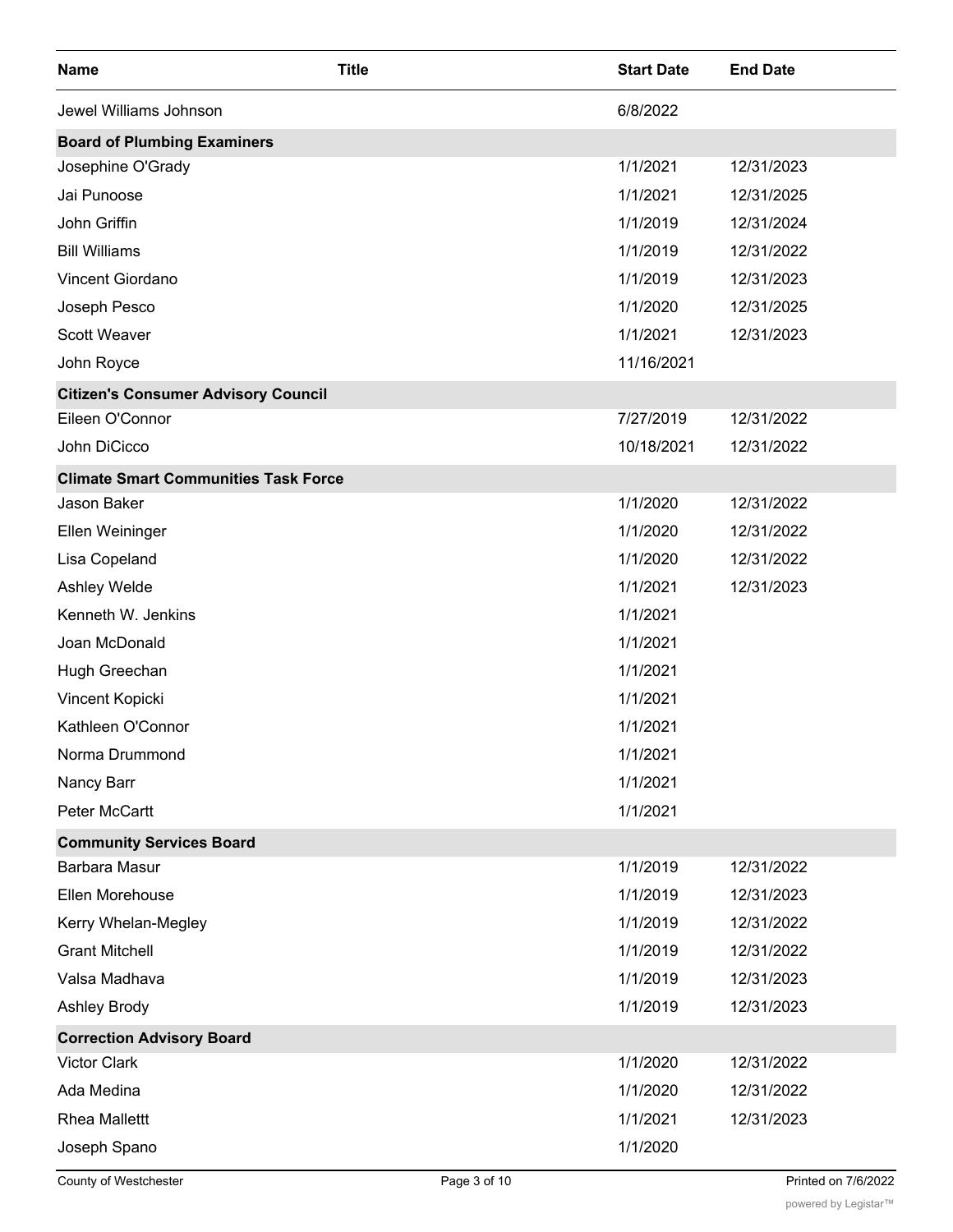| Name | Title | Start Date | End Date |
| --- | --- | --- | --- |
| Jewel Williams Johnson | | 6/8/2022 | |
| **Board of Plumbing Examiners** | | | |
| Josephine O'Grady | | 1/1/2021 | 12/31/2023 |
| Jai Punoose | | 1/1/2021 | 12/31/2025 |
| John Griffin | | 1/1/2019 | 12/31/2024 |
| Bill Williams | | 1/1/2019 | 12/31/2022 |
| Vincent Giordano | | 1/1/2019 | 12/31/2023 |
| Joseph Pesco | | 1/1/2020 | 12/31/2025 |
| Scott Weaver | | 1/1/2021 | 12/31/2023 |
| John Royce | | 11/16/2021 | |
| **Citizen's Consumer Advisory Council** | | | |
| Eileen O'Connor | | 7/27/2019 | 12/31/2022 |
| John DiCicco | | 10/18/2021 | 12/31/2022 |
| **Climate Smart Communities Task Force** | | | |
| Jason Baker | | 1/1/2020 | 12/31/2022 |
| Ellen Weininger | | 1/1/2020 | 12/31/2022 |
| Lisa Copeland | | 1/1/2020 | 12/31/2022 |
| Ashley Welde | | 1/1/2021 | 12/31/2023 |
| Kenneth W. Jenkins | | 1/1/2021 | |
| Joan McDonald | | 1/1/2021 | |
| Hugh Greechan | | 1/1/2021 | |
| Vincent Kopicki | | 1/1/2021 | |
| Kathleen O'Connor | | 1/1/2021 | |
| Norma Drummond | | 1/1/2021 | |
| Nancy Barr | | 1/1/2021 | |
| Peter McCartt | | 1/1/2021 | |
| **Community Services Board** | | | |
| Barbara Masur | | 1/1/2019 | 12/31/2022 |
| Ellen Morehouse | | 1/1/2019 | 12/31/2023 |
| Kerry Whelan-Megley | | 1/1/2019 | 12/31/2022 |
| Grant Mitchell | | 1/1/2019 | 12/31/2022 |
| Valsa Madhava | | 1/1/2019 | 12/31/2023 |
| Ashley Brody | | 1/1/2019 | 12/31/2023 |
| **Correction Advisory Board** | | | |
| Victor Clark | | 1/1/2020 | 12/31/2022 |
| Ada Medina | | 1/1/2020 | 12/31/2022 |
| Rhea Mallettt | | 1/1/2021 | 12/31/2023 |
| Joseph Spano | | 1/1/2020 | |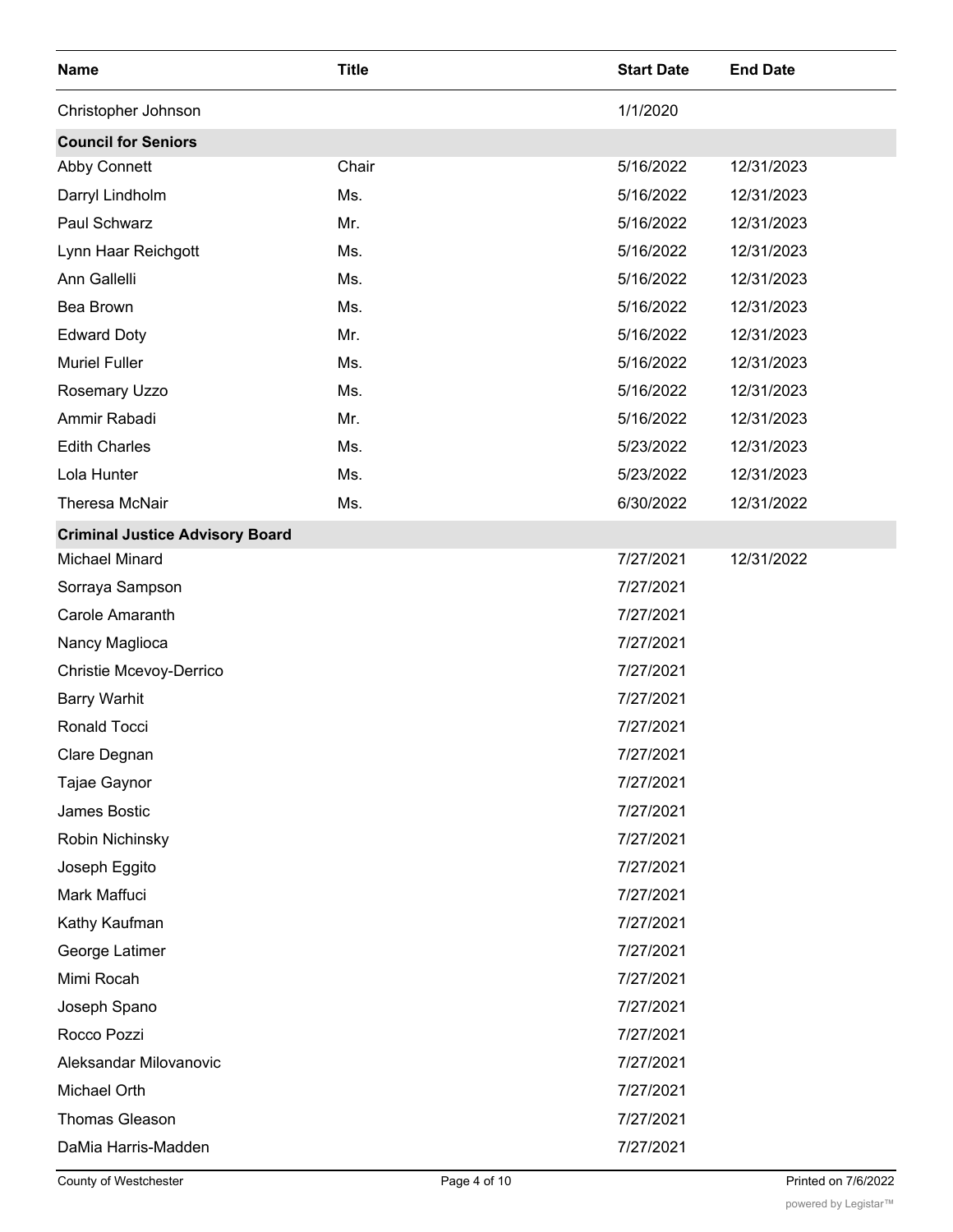| Name | Title | Start Date | End Date |
| --- | --- | --- | --- |
| Christopher Johnson | | 1/1/2020 | |
| **Council for Seniors** | | | |
| Abby Connett | Chair | 5/16/2022 | 12/31/2023 |
| Darryl Lindholm | Ms. | 5/16/2022 | 12/31/2023 |
| Paul Schwarz | Mr. | 5/16/2022 | 12/31/2023 |
| Lynn Haar Reichgott | Ms. | 5/16/2022 | 12/31/2023 |
| Ann Gallelli | Ms. | 5/16/2022 | 12/31/2023 |
| Bea Brown | Ms. | 5/16/2022 | 12/31/2023 |
| Edward Doty | Mr. | 5/16/2022 | 12/31/2023 |
| Muriel Fuller | Ms. | 5/16/2022 | 12/31/2023 |
| Rosemary Uzzo | Ms. | 5/16/2022 | 12/31/2023 |
| Ammir Rabadi | Mr. | 5/16/2022 | 12/31/2023 |
| Edith Charles | Ms. | 5/23/2022 | 12/31/2023 |
| Lola Hunter | Ms. | 5/23/2022 | 12/31/2023 |
| Theresa McNair | Ms. | 6/30/2022 | 12/31/2022 |
| **Criminal Justice Advisory Board** | | | |
| Michael Minard | | 7/27/2021 | 12/31/2022 |
| Sorraya Sampson | | 7/27/2021 | |
| Carole Amaranth | | 7/27/2021 | |
| Nancy Maglioca | | 7/27/2021 | |
| Christie Mcevoy-Derrico | | 7/27/2021 | |
| Barry Warhit | | 7/27/2021 | |
| Ronald Tocci | | 7/27/2021 | |
| Clare Degnan | | 7/27/2021 | |
| Tajae Gaynor | | 7/27/2021 | |
| James Bostic | | 7/27/2021 | |
| Robin Nichinsky | | 7/27/2021 | |
| Joseph Eggito | | 7/27/2021 | |
| Mark Maffuci | | 7/27/2021 | |
| Kathy Kaufman | | 7/27/2021 | |
| George Latimer | | 7/27/2021 | |
| Mimi Rocah | | 7/27/2021 | |
| Joseph Spano | | 7/27/2021 | |
| Rocco Pozzi | | 7/27/2021 | |
| Aleksandar Milovanovic | | 7/27/2021 | |
| Michael Orth | | 7/27/2021 | |
| Thomas Gleason | | 7/27/2021 | |
| DaMia Harris-Madden | | 7/27/2021 | |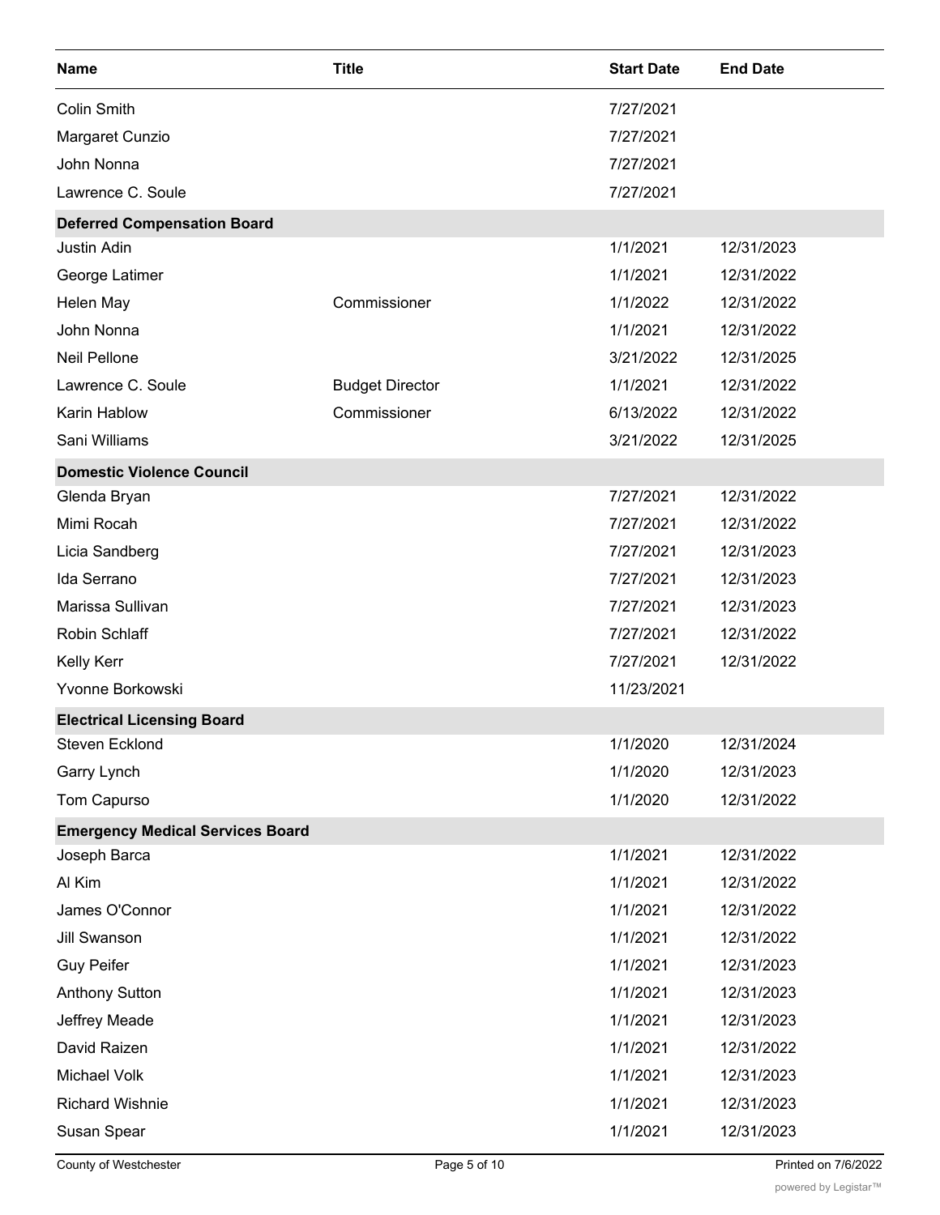| Name | Title | Start Date | End Date |
| --- | --- | --- | --- |
| Colin Smith | | 7/27/2021 | |
| Margaret Cunzio | | 7/27/2021 | |
| John Nonna | | 7/27/2021 | |
| Lawrence C. Soule | | 7/27/2021 | |
| **Deferred Compensation Board** | | | |
| Justin Adin | | 1/1/2021 | 12/31/2023 |
| George Latimer | | 1/1/2021 | 12/31/2022 |
| Helen May | Commissioner | 1/1/2022 | 12/31/2022 |
| John Nonna | | 1/1/2021 | 12/31/2022 |
| Neil Pellone | | 3/21/2022 | 12/31/2025 |
| Lawrence C. Soule | Budget Director | 1/1/2021 | 12/31/2022 |
| Karin Hablow | Commissioner | 6/13/2022 | 12/31/2022 |
| Sani Williams | | 3/21/2022 | 12/31/2025 |
| **Domestic Violence Council** | | | |
| Glenda Bryan | | 7/27/2021 | 12/31/2022 |
| Mimi Rocah | | 7/27/2021 | 12/31/2022 |
| Licia Sandberg | | 7/27/2021 | 12/31/2023 |
| Ida Serrano | | 7/27/2021 | 12/31/2023 |
| Marissa Sullivan | | 7/27/2021 | 12/31/2023 |
| Robin Schlaff | | 7/27/2021 | 12/31/2022 |
| Kelly Kerr | | 7/27/2021 | 12/31/2022 |
| Yvonne Borkowski | | 11/23/2021 | |
| **Electrical Licensing Board** | | | |
| Steven Ecklond | | 1/1/2020 | 12/31/2024 |
| Garry Lynch | | 1/1/2020 | 12/31/2023 |
| Tom Capurso | | 1/1/2020 | 12/31/2022 |
| **Emergency Medical Services Board** | | | |
| Joseph Barca | | 1/1/2021 | 12/31/2022 |
| Al Kim | | 1/1/2021 | 12/31/2022 |
| James O'Connor | | 1/1/2021 | 12/31/2022 |
| Jill Swanson | | 1/1/2021 | 12/31/2022 |
| Guy Peifer | | 1/1/2021 | 12/31/2023 |
| Anthony Sutton | | 1/1/2021 | 12/31/2023 |
| Jeffrey Meade | | 1/1/2021 | 12/31/2023 |
| David Raizen | | 1/1/2021 | 12/31/2022 |
| Michael Volk | | 1/1/2021 | 12/31/2023 |
| Richard Wishnie | | 1/1/2021 | 12/31/2023 |
| Susan Spear | | 1/1/2021 | 12/31/2023 |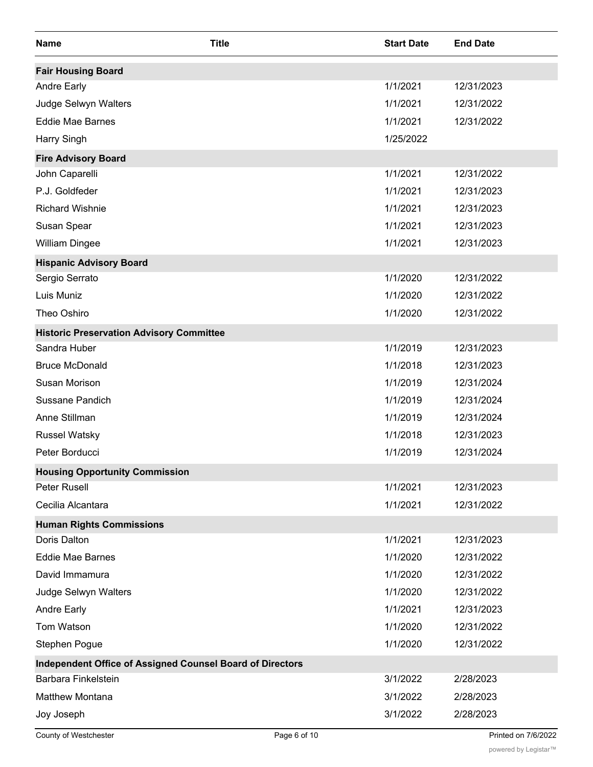| Name | Title | Start Date | End Date |
|---|---|---|---|
| **Fair Housing Board** | | | |
| Andre Early | | 1/1/2021 | 12/31/2023 |
| Judge Selwyn Walters | | 1/1/2021 | 12/31/2022 |
| Eddie Mae Barnes | | 1/1/2021 | 12/31/2022 |
| Harry Singh | | 1/25/2022 | |
| **Fire Advisory Board** | | | |
| John Caparelli | | 1/1/2021 | 12/31/2022 |
| P.J. Goldfeder | | 1/1/2021 | 12/31/2023 |
| Richard Wishnie | | 1/1/2021 | 12/31/2023 |
| Susan Spear | | 1/1/2021 | 12/31/2023 |
| William Dingee | | 1/1/2021 | 12/31/2023 |
| **Hispanic Advisory Board** | | | |
| Sergio Serrato | | 1/1/2020 | 12/31/2022 |
| Luis Muniz | | 1/1/2020 | 12/31/2022 |
| Theo Oshiro | | 1/1/2020 | 12/31/2022 |
| **Historic Preservation Advisory Committee** | | | |
| Sandra Huber | | 1/1/2019 | 12/31/2023 |
| Bruce McDonald | | 1/1/2018 | 12/31/2023 |
| Susan Morison | | 1/1/2019 | 12/31/2024 |
| Sussane Pandich | | 1/1/2019 | 12/31/2024 |
| Anne Stillman | | 1/1/2019 | 12/31/2024 |
| Russel Watsky | | 1/1/2018 | 12/31/2023 |
| Peter Borducci | | 1/1/2019 | 12/31/2024 |
| **Housing Opportunity Commission** | | | |
| Peter Rusell | | 1/1/2021 | 12/31/2023 |
| Cecilia Alcantara | | 1/1/2021 | 12/31/2022 |
| **Human Rights Commissions** | | | |
| Doris Dalton | | 1/1/2021 | 12/31/2023 |
| Eddie Mae Barnes | | 1/1/2020 | 12/31/2022 |
| David Immamura | | 1/1/2020 | 12/31/2022 |
| Judge Selwyn Walters | | 1/1/2020 | 12/31/2022 |
| Andre Early | | 1/1/2021 | 12/31/2023 |
| Tom Watson | | 1/1/2020 | 12/31/2022 |
| Stephen Pogue | | 1/1/2020 | 12/31/2022 |
| **Independent Office of Assigned Counsel Board of Directors** | | | |
| Barbara Finkelstein | | 3/1/2022 | 2/28/2023 |
| Matthew Montana | | 3/1/2022 | 2/28/2023 |
| Joy Joseph | | 3/1/2022 | 2/28/2023 |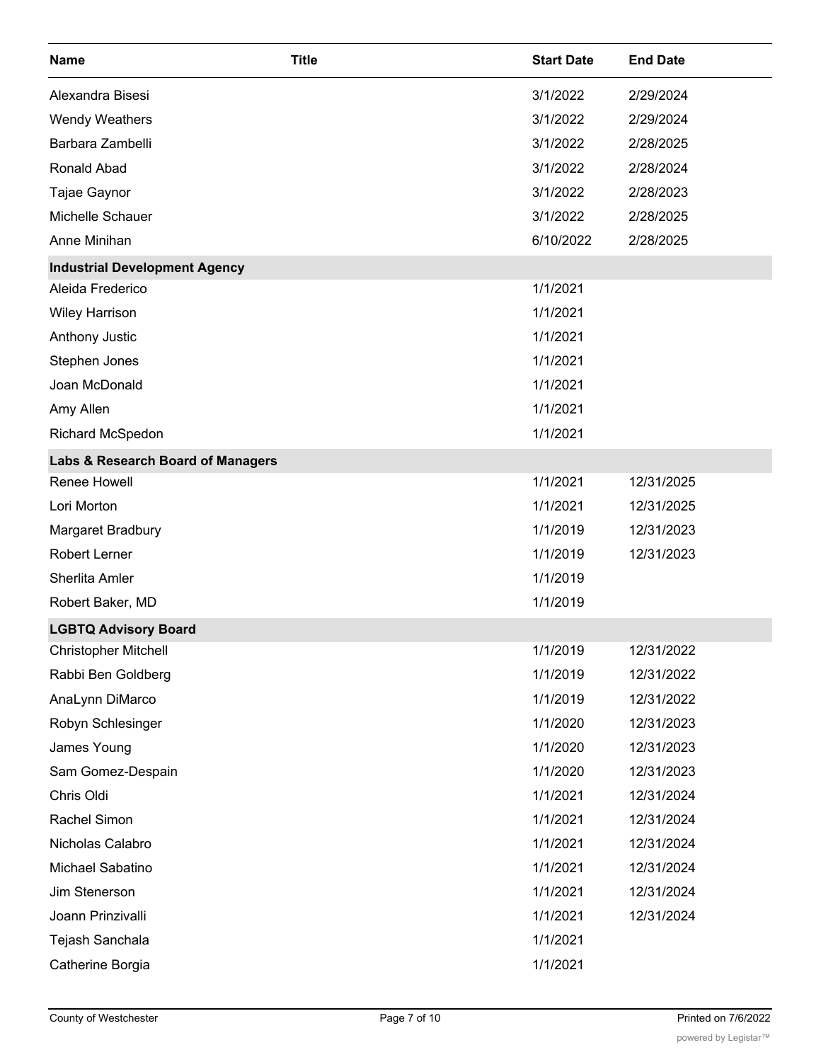| Name | Title | Start Date | End Date |
|---|---|---|---|
| Alexandra Bisesi | | 3/1/2022 | 2/29/2024 |
| Wendy Weathers | | 3/1/2022 | 2/29/2024 |
| Barbara Zambelli | | 3/1/2022 | 2/28/2025 |
| Ronald Abad | | 3/1/2022 | 2/28/2024 |
| Tajae Gaynor | | 3/1/2022 | 2/28/2023 |
| Michelle Schauer | | 3/1/2022 | 2/28/2025 |
| Anne Minihan | | 6/10/2022 | 2/28/2025 |
| **Industrial Development Agency** | | | |
| Aleida Frederico | | 1/1/2021 | |
| Wiley Harrison | | 1/1/2021 | |
| Anthony Justic | | 1/1/2021 | |
| Stephen Jones | | 1/1/2021 | |
| Joan McDonald | | 1/1/2021 | |
| Amy Allen | | 1/1/2021 | |
| Richard McSpedon | | 1/1/2021 | |
| **Labs & Research Board of Managers** | | | |
| Renee Howell | | 1/1/2021 | 12/31/2025 |
| Lori Morton | | 1/1/2021 | 12/31/2025 |
| Margaret Bradbury | | 1/1/2019 | 12/31/2023 |
| Robert Lerner | | 1/1/2019 | 12/31/2023 |
| Sherlita Amler | | 1/1/2019 | |
| Robert Baker, MD | | 1/1/2019 | |
| **LGBTQ Advisory Board** | | | |
| Christopher Mitchell | | 1/1/2019 | 12/31/2022 |
| Rabbi Ben Goldberg | | 1/1/2019 | 12/31/2022 |
| AnaLynn DiMarco | | 1/1/2019 | 12/31/2022 |
| Robyn Schlesinger | | 1/1/2020 | 12/31/2023 |
| James Young | | 1/1/2020 | 12/31/2023 |
| Sam Gomez-Despain | | 1/1/2020 | 12/31/2023 |
| Chris Oldi | | 1/1/2021 | 12/31/2024 |
| Rachel Simon | | 1/1/2021 | 12/31/2024 |
| Nicholas Calabro | | 1/1/2021 | 12/31/2024 |
| Michael Sabatino | | 1/1/2021 | 12/31/2024 |
| Jim Stenerson | | 1/1/2021 | 12/31/2024 |
| Joann Prinzivalli | | 1/1/2021 | 12/31/2024 |
| Tejash Sanchala | | 1/1/2021 | |
| Catherine Borgia | | 1/1/2021 | |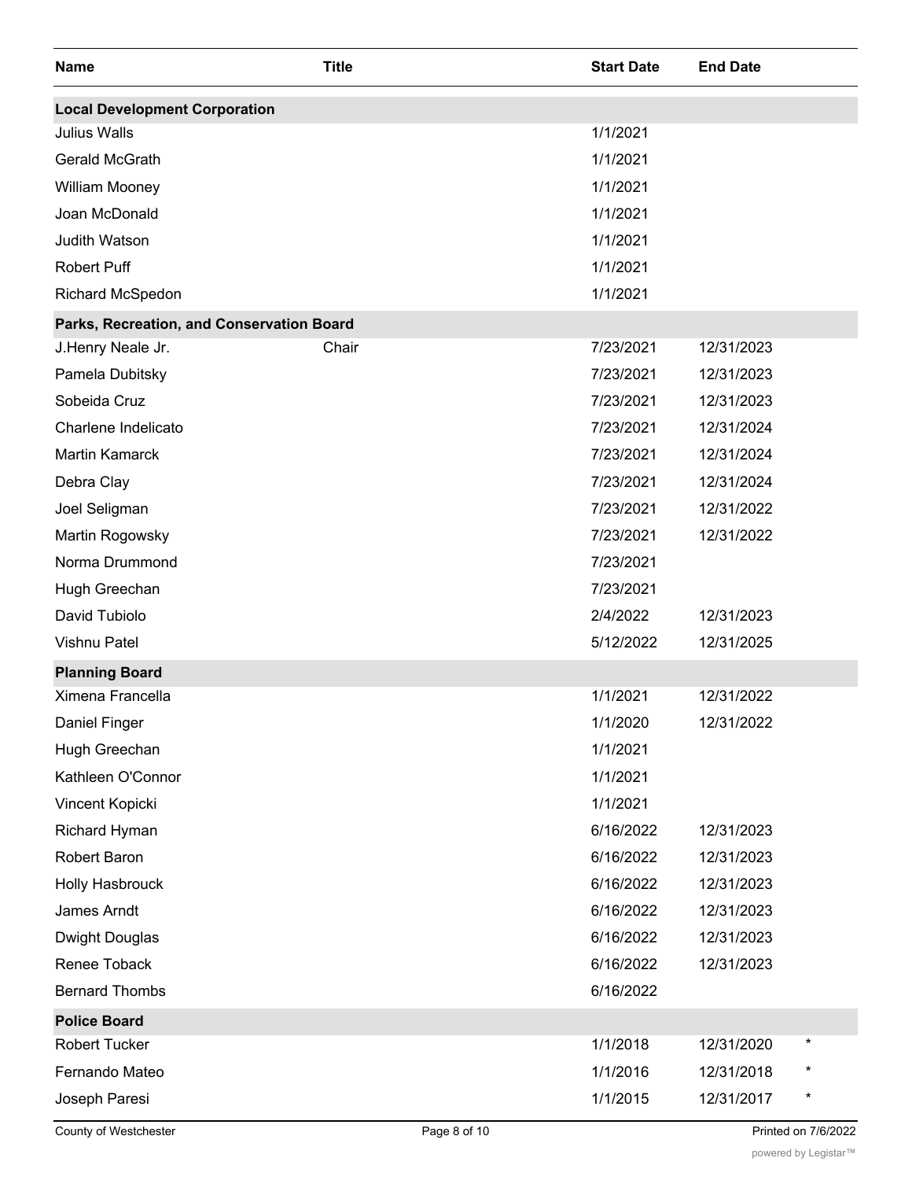| Name | Title | Start Date | End Date | |
|---|---|---|---|---|
| **Local Development Corporation** | | | | |
| Julius Walls | | 1/1/2021 | | |
| Gerald McGrath | | 1/1/2021 | | |
| William Mooney | | 1/1/2021 | | |
| Joan McDonald | | 1/1/2021 | | |
| Judith Watson | | 1/1/2021 | | |
| Robert Puff | | 1/1/2021 | | |
| Richard McSpedon | | 1/1/2021 | | |
| **Parks, Recreation, and Conservation Board** | | | | |
| J.Henry Neale Jr. | Chair | 7/23/2021 | 12/31/2023 | |
| Pamela Dubitsky | | 7/23/2021 | 12/31/2023 | |
| Sobeida Cruz | | 7/23/2021 | 12/31/2023 | |
| Charlene Indelicato | | 7/23/2021 | 12/31/2024 | |
| Martin Kamarck | | 7/23/2021 | 12/31/2024 | |
| Debra Clay | | 7/23/2021 | 12/31/2024 | |
| Joel Seligman | | 7/23/2021 | 12/31/2022 | |
| Martin Rogowsky | | 7/23/2021 | 12/31/2022 | |
| Norma Drummond | | 7/23/2021 | | |
| Hugh Greechan | | 7/23/2021 | | |
| David Tubiolo | | 2/4/2022 | 12/31/2023 | |
| Vishnu Patel | | 5/12/2022 | 12/31/2025 | |
| **Planning Board** | | | | |
| Ximena Francella | | 1/1/2021 | 12/31/2022 | |
| Daniel Finger | | 1/1/2020 | 12/31/2022 | |
| Hugh Greechan | | 1/1/2021 | | |
| Kathleen O'Connor | | 1/1/2021 | | |
| Vincent Kopicki | | 1/1/2021 | | |
| Richard Hyman | | 6/16/2022 | 12/31/2023 | |
| Robert Baron | | 6/16/2022 | 12/31/2023 | |
| Holly Hasbrouck | | 6/16/2022 | 12/31/2023 | |
| James Arndt | | 6/16/2022 | 12/31/2023 | |
| Dwight Douglas | | 6/16/2022 | 12/31/2023 | |
| Renee Toback | | 6/16/2022 | 12/31/2023 | |
| Bernard Thombs | | 6/16/2022 | | |
| **Police Board** | | | | |
| Robert Tucker | | 1/1/2018 | 12/31/2020 | * |
| Fernando Mateo | | 1/1/2016 | 12/31/2018 | * |
| Joseph Paresi | | 1/1/2015 | 12/31/2017 | * |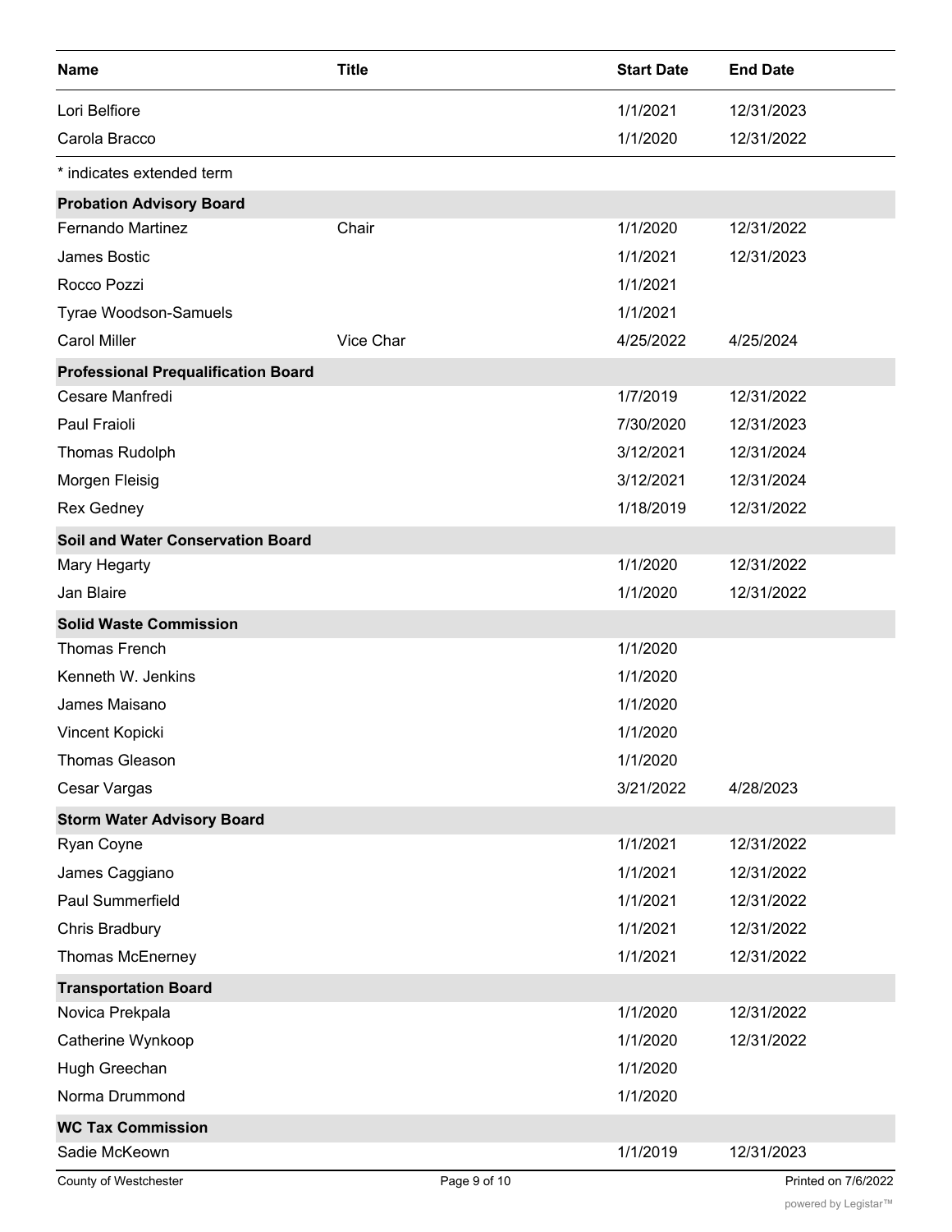| Name | Title | Start Date | End Date |
| --- | --- | --- | --- |
| Lori Belfiore | | 1/1/2021 | 12/31/2023 |
| Carola Bracco | | 1/1/2020 | 12/31/2022 |

* indicates extended term

| Name | Title | Start Date | End Date |
| --- | --- | --- | --- |
| **Probation Advisory Board** | | | |
| Fernando Martinez | Chair | 1/1/2020 | 12/31/2022 |
| James Bostic | | 1/1/2021 | 12/31/2023 |
| Rocco Pozzi | | 1/1/2021 | |
| Tyrae Woodson-Samuels | | 1/1/2021 | |
| Carol Miller | Vice Char | 4/25/2022 | 4/25/2024 |
| **Professional Prequalification Board** | | | |
| Cesare Manfredi | | 1/7/2019 | 12/31/2022 |
| Paul Fraioli | | 7/30/2020 | 12/31/2023 |
| Thomas Rudolph | | 3/12/2021 | 12/31/2024 |
| Morgen Fleisig | | 3/12/2021 | 12/31/2024 |
| Rex Gedney | | 1/18/2019 | 12/31/2022 |
| **Soil and Water Conservation Board** | | | |
| Mary Hegarty | | 1/1/2020 | 12/31/2022 |
| Jan Blaire | | 1/1/2020 | 12/31/2022 |
| **Solid Waste Commission** | | | |
| Thomas French | | 1/1/2020 | |
| Kenneth W. Jenkins | | 1/1/2020 | |
| James Maisano | | 1/1/2020 | |
| Vincent Kopicki | | 1/1/2020 | |
| Thomas Gleason | | 1/1/2020 | |
| Cesar Vargas | | 3/21/2022 | 4/28/2023 |
| **Storm Water Advisory Board** | | | |
| Ryan Coyne | | 1/1/2021 | 12/31/2022 |
| James Caggiano | | 1/1/2021 | 12/31/2022 |
| Paul Summerfield | | 1/1/2021 | 12/31/2022 |
| Chris Bradbury | | 1/1/2021 | 12/31/2022 |
| Thomas McEnerney | | 1/1/2021 | 12/31/2022 |
| **Transportation Board** | | | |
| Novica Prekpala | | 1/1/2020 | 12/31/2022 |
| Catherine Wynkoop | | 1/1/2020 | 12/31/2022 |
| Hugh Greechan | | 1/1/2020 | |
| Norma Drummond | | 1/1/2020 | |
| **WC Tax Commission** | | | |
| Sadie McKeown | | 1/1/2019 | 12/31/2023 |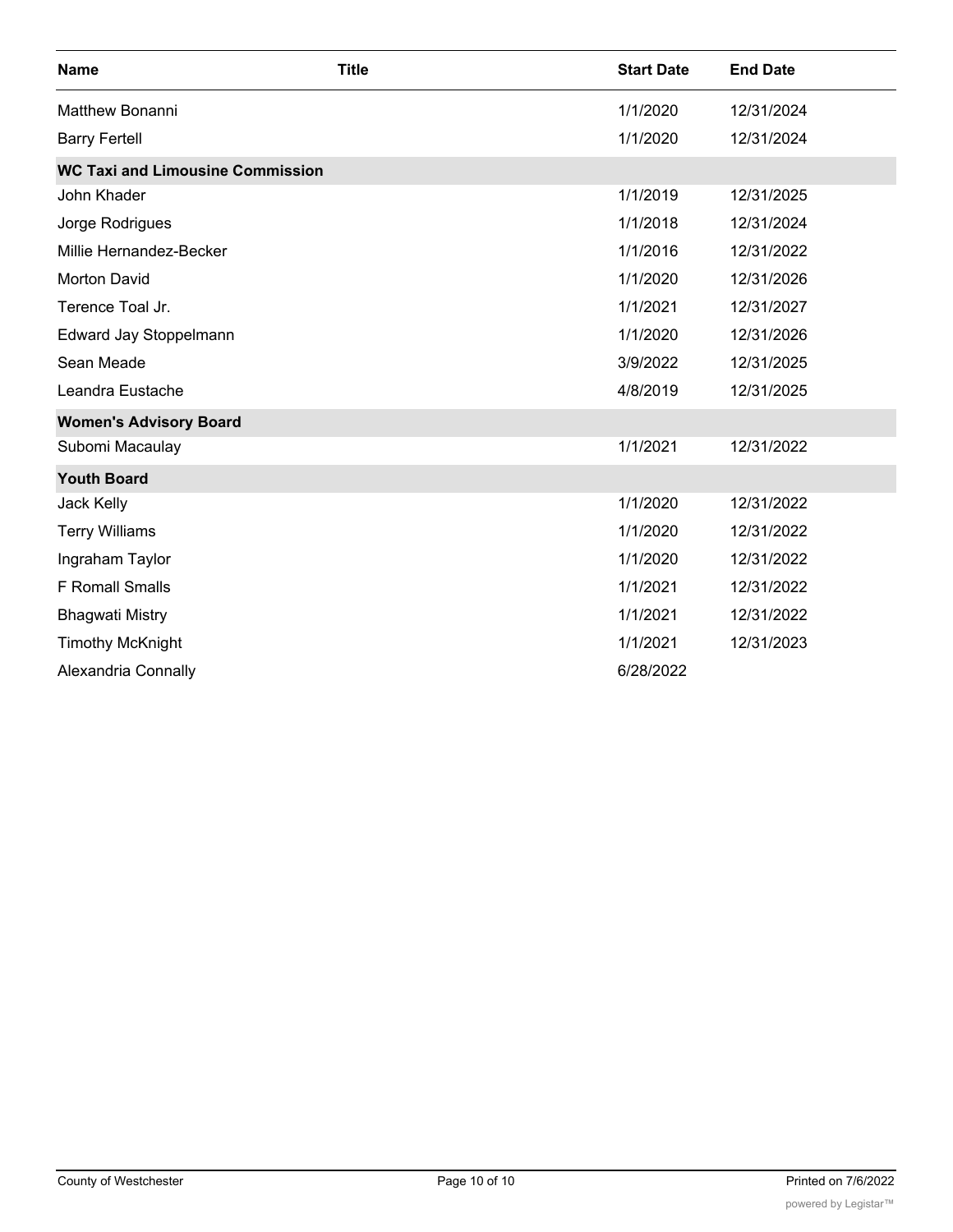| Name | Title | Start Date | End Date |
|---|---|---|---|
| Matthew Bonanni | | 1/1/2020 | 12/31/2024 |
| Barry Fertell | | 1/1/2020 | 12/31/2024 |
| **WC Taxi and Limousine Commission** | | | |
| John Khader | | 1/1/2019 | 12/31/2025 |
| Jorge Rodrigues | | 1/1/2018 | 12/31/2024 |
| Millie Hernandez-Becker | | 1/1/2016 | 12/31/2022 |
| Morton David | | 1/1/2020 | 12/31/2026 |
| Terence Toal Jr. | | 1/1/2021 | 12/31/2027 |
| Edward Jay Stoppelmann | | 1/1/2020 | 12/31/2026 |
| Sean Meade | | 3/9/2022 | 12/31/2025 |
| Leandra Eustache | | 4/8/2019 | 12/31/2025 |
| **Women's Advisory Board** | | | |
| Subomi Macaulay | | 1/1/2021 | 12/31/2022 |
| **Youth Board** | | | |
| Jack Kelly | | 1/1/2020 | 12/31/2022 |
| Terry Williams | | 1/1/2020 | 12/31/2022 |
| Ingraham Taylor | | 1/1/2020 | 12/31/2022 |
| F Romall Smalls | | 1/1/2021 | 12/31/2022 |
| Bhagwati Mistry | | 1/1/2021 | 12/31/2022 |
| Timothy McKnight | | 1/1/2021 | 12/31/2023 |
| Alexandria Connally | | 6/28/2022 | |